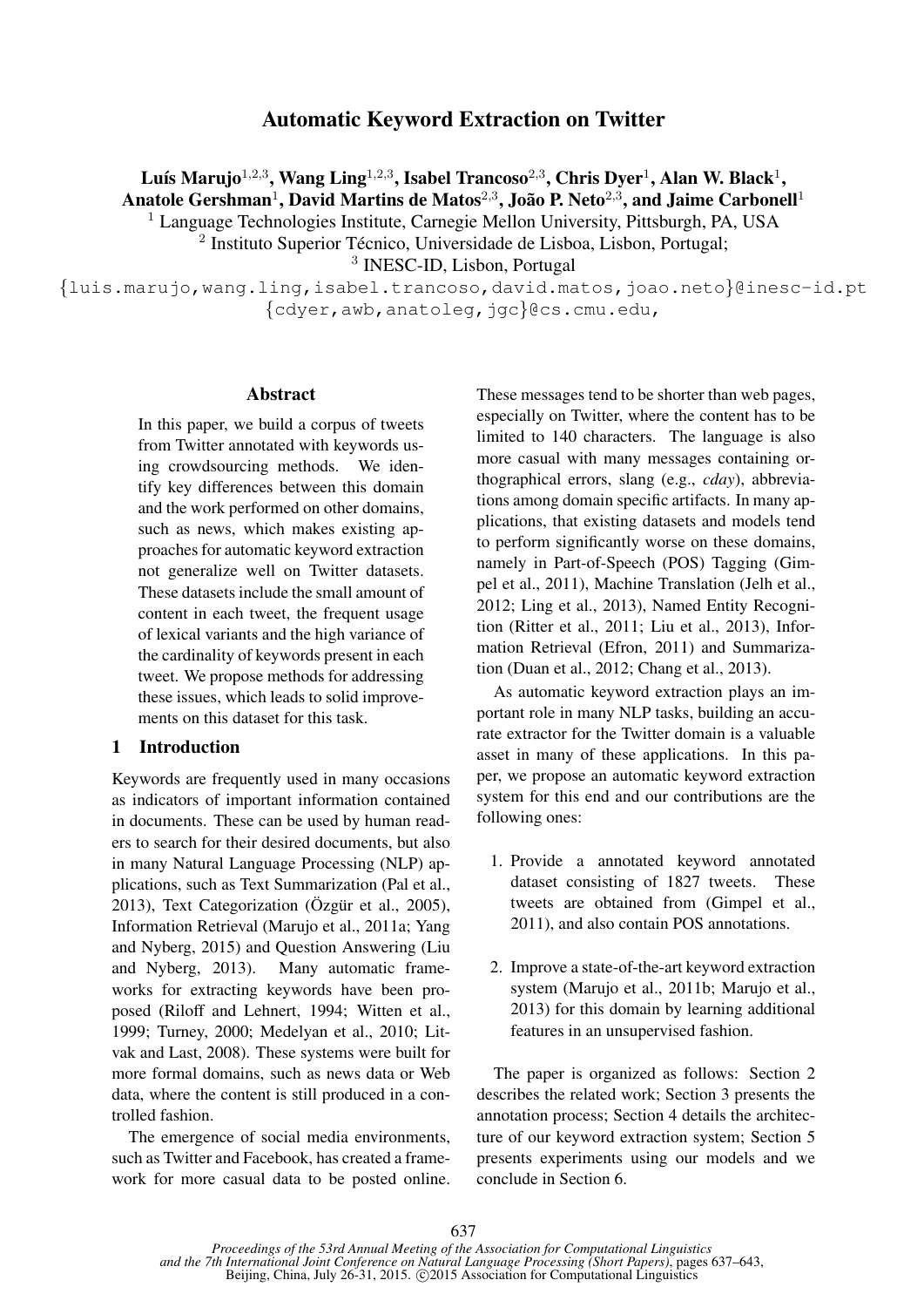# Automatic Keyword Extraction on Twitter

**Luís Marujo**[1,2,3], **Wang Ling**[1,2,3], **Isabel Trancoso**[2,3], **Chris Dyer**[1], **Alan W. Black**[1], **Anatole Gershman**[1], **David Martins de Matos**[2,3], **João P. Neto**[2,3], **and Jaime Carbonell**[1]

[1] Language Technologies Institute, Carnegie Mellon University, Pittsburgh, PA, USA
[2] Instituto Superior Técnico, Universidade de Lisboa, Lisbon, Portugal;
[3] INESC-ID, Lisbon, Portugal

{luis.marujo,wang.ling,isabel.trancoso,david.matos,joao.neto}@inesc-id.pt
{cdyer,awb,anatoleg,jgc}@cs.cmu.edu,

## Abstract

In this paper, we build a corpus of tweets from Twitter annotated with keywords using crowdsourcing methods. We identify key differences between this domain and the work performed on other domains, such as news, which makes existing approaches for automatic keyword extraction not generalize well on Twitter datasets. These datasets include the small amount of content in each tweet, the frequent usage of lexical variants and the high variance of the cardinality of keywords present in each tweet. We propose methods for addressing these issues, which leads to solid improvements on this dataset for this task.

## 1 Introduction

Keywords are frequently used in many occasions as indicators of important information contained in documents. These can be used by human readers to search for their desired documents, but also in many Natural Language Processing (NLP) applications, such as Text Summarization (Pal et al., 2013), Text Categorization (Özgür et al., 2005), Information Retrieval (Marujo et al., 2011a; Yang and Nyberg, 2015) and Question Answering (Liu and Nyberg, 2013). Many automatic frameworks for extracting keywords have been proposed (Riloff and Lehnert, 1994; Witten et al., 1999; Turney, 2000; Medelyan et al., 2010; Litvak and Last, 2008). These systems were built for more formal domains, such as news data or Web data, where the content is still produced in a controlled fashion.

The emergence of social media environments, such as Twitter and Facebook, has created a framework for more casual data to be posted online. These messages tend to be shorter than web pages, especially on Twitter, where the content has to be limited to 140 characters. The language is also more casual with many messages containing orthographical errors, slang (e.g., *cday*), abbreviations among domain specific artifacts. In many applications, that existing datasets and models tend to perform significantly worse on these domains, namely in Part-of-Speech (POS) Tagging (Gimpel et al., 2011), Machine Translation (Jelh et al., 2012; Ling et al., 2013), Named Entity Recognition (Ritter et al., 2011; Liu et al., 2013), Information Retrieval (Efron, 2011) and Summarization (Duan et al., 2012; Chang et al., 2013).

As automatic keyword extraction plays an important role in many NLP tasks, building an accurate extractor for the Twitter domain is a valuable asset in many of these applications. In this paper, we propose an automatic keyword extraction system for this end and our contributions are the following ones:

1. Provide a annotated keyword annotated dataset consisting of 1827 tweets. These tweets are obtained from (Gimpel et al., 2011), and also contain POS annotations.
2. Improve a state-of-the-art keyword extraction system (Marujo et al., 2011b; Marujo et al., 2013) for this domain by learning additional features in an unsupervised fashion.

The paper is organized as follows: Section 2 describes the related work; Section 3 presents the annotation process; Section 4 details the architecture of our keyword extraction system; Section 5 presents experiments using our models and we conclude in Section 6.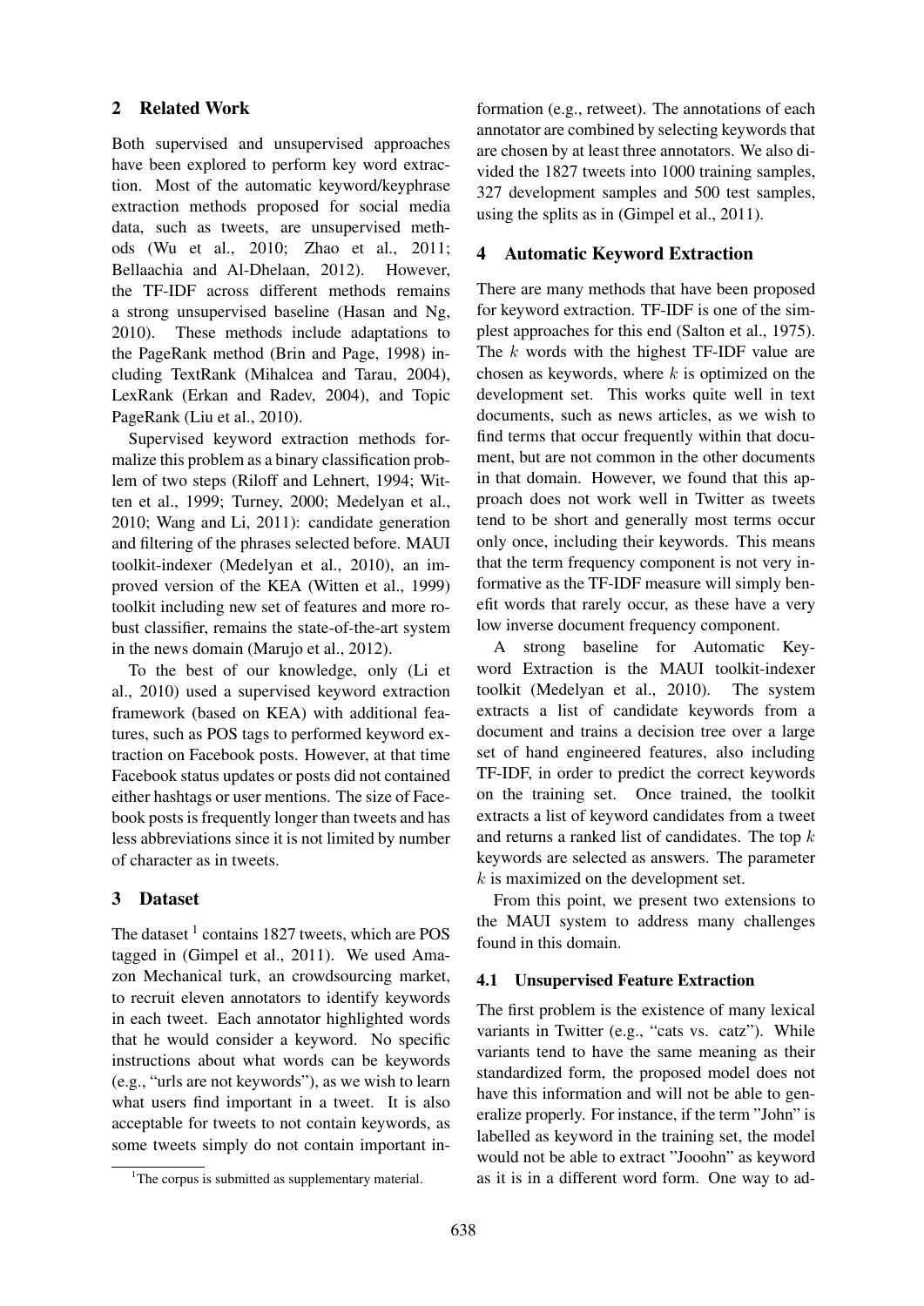## 2 Related Work

Both supervised and unsupervised approaches have been explored to perform key word extraction. Most of the automatic keyword/keyphrase extraction methods proposed for social media data, such as tweets, are unsupervised methods (Wu et al., 2010; Zhao et al., 2011; Bellaachia and Al-Dhelaan, 2012). However, the TF-IDF across different methods remains a strong unsupervised baseline (Hasan and Ng, 2010). These methods include adaptations to the PageRank method (Brin and Page, 1998) including TextRank (Mihalcea and Tarau, 2004), LexRank (Erkan and Radev, 2004), and Topic PageRank (Liu et al., 2010).

Supervised keyword extraction methods formalize this problem as a binary classification problem of two steps (Riloff and Lehnert, 1994; Witten et al., 1999; Turney, 2000; Medelyan et al., 2010; Wang and Li, 2011): candidate generation and filtering of the phrases selected before. MAUI toolkit-indexer (Medelyan et al., 2010), an improved version of the KEA (Witten et al., 1999) toolkit including new set of features and more robust classifier, remains the state-of-the-art system in the news domain (Marujo et al., 2012).

To the best of our knowledge, only (Li et al., 2010) used a supervised keyword extraction framework (based on KEA) with additional features, such as POS tags to performed keyword extraction on Facebook posts. However, at that time Facebook status updates or posts did not contained either hashtags or user mentions. The size of Facebook posts is frequently longer than tweets and has less abbreviations since it is not limited by number of character as in tweets.

## 3 Dataset

The dataset [1] contains 1827 tweets, which are POS tagged in (Gimpel et al., 2011). We used Amazon Mechanical turk, an crowdsourcing market, to recruit eleven annotators to identify keywords in each tweet. Each annotator highlighted words that he would consider a keyword. No specific instructions about what words can be keywords (e.g., "urls are not keywords"), as we wish to learn what users find important in a tweet. It is also acceptable for tweets to not contain keywords, as some tweets simply do not contain important information (e.g., retweet). The annotations of each annotator are combined by selecting keywords that are chosen by at least three annotators. We also divided the 1827 tweets into 1000 training samples, 327 development samples and 500 test samples, using the splits as in (Gimpel et al., 2011).

[1] The corpus is submitted as supplementary material.

## 4 Automatic Keyword Extraction

There are many methods that have been proposed for keyword extraction. TF-IDF is one of the simplest approaches for this end (Salton et al., 1975). The $k$ words with the highest TF-IDF value are chosen as keywords, where $k$ is optimized on the development set. This works quite well in text documents, such as news articles, as we wish to find terms that occur frequently within that document, but are not common in the other documents in that domain. However, we found that this approach does not work well in Twitter as tweets tend to be short and generally most terms occur only once, including their keywords. This means that the term frequency component is not very informative as the TF-IDF measure will simply benefit words that rarely occur, as these have a very low inverse document frequency component.

A strong baseline for Automatic Keyword Extraction is the MAUI toolkit-indexer toolkit (Medelyan et al., 2010). The system extracts a list of candidate keywords from a document and trains a decision tree over a large set of hand engineered features, also including TF-IDF, in order to predict the correct keywords on the training set. Once trained, the toolkit extracts a list of keyword candidates from a tweet and returns a ranked list of candidates. The top $k$ keywords are selected as answers. The parameter $k$ is maximized on the development set.

From this point, we present two extensions to the MAUI system to address many challenges found in this domain.

### 4.1 Unsupervised Feature Extraction

The first problem is the existence of many lexical variants in Twitter (e.g., "cats vs. catz"). While variants tend to have the same meaning as their standardized form, the proposed model does not have this information and will not be able to generalize properly. For instance, if the term "John" is labelled as keyword in the training set, the model would not be able to extract "Jooohn" as keyword as it is in a different word form. One way to ad-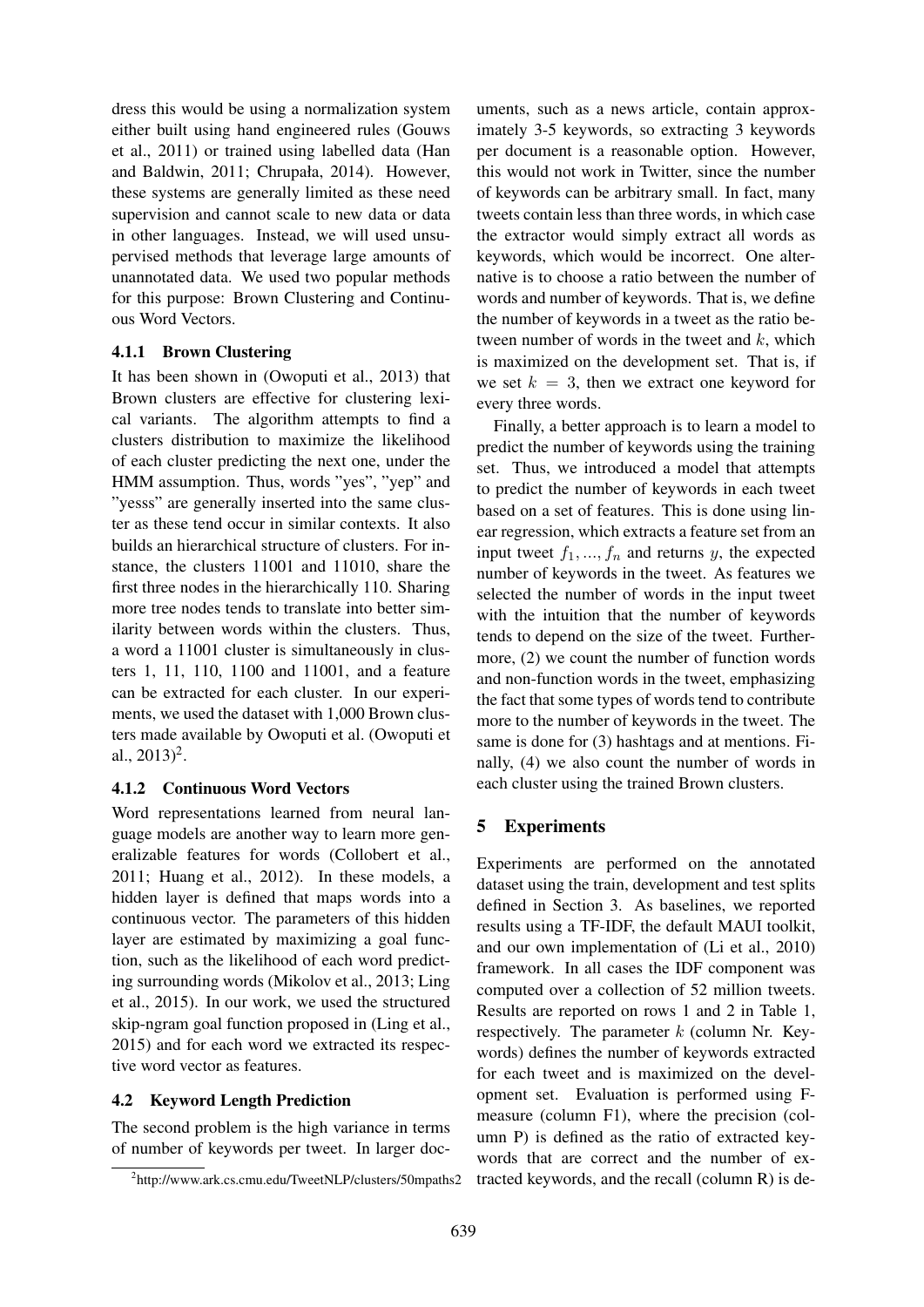dress this would be using a normalization system either built using hand engineered rules (Gouws et al., 2011) or trained using labelled data (Han and Baldwin, 2011; Chrupała, 2014). However, these systems are generally limited as these need supervision and cannot scale to new data or data in other languages. Instead, we will used unsupervised methods that leverage large amounts of unannotated data. We used two popular methods for this purpose: Brown Clustering and Continuous Word Vectors.

#### 4.1.1 Brown Clustering

It has been shown in (Owoputi et al., 2013) that Brown clusters are effective for clustering lexical variants. The algorithm attempts to find a clusters distribution to maximize the likelihood of each cluster predicting the next one, under the HMM assumption. Thus, words "yes", "yep" and "yesss" are generally inserted into the same cluster as these tend occur in similar contexts. It also builds an hierarchical structure of clusters. For instance, the clusters 11001 and 11010, share the first three nodes in the hierarchically 110. Sharing more tree nodes tends to translate into better similarity between words within the clusters. Thus, a word a 11001 cluster is simultaneously in clusters 1, 11, 110, 1100 and 11001, and a feature can be extracted for each cluster. In our experiments, we used the dataset with 1,000 Brown clusters made available by Owoputi et al. (Owoputi et al., 2013)[2].

#### 4.1.2 Continuous Word Vectors

Word representations learned from neural language models are another way to learn more generalizable features for words (Collobert et al., 2011; Huang et al., 2012). In these models, a hidden layer is defined that maps words into a continuous vector. The parameters of this hidden layer are estimated by maximizing a goal function, such as the likelihood of each word predicting surrounding words (Mikolov et al., 2013; Ling et al., 2015). In our work, we used the structured skip-ngram goal function proposed in (Ling et al., 2015) and for each word we extracted its respective word vector as features.

### 4.2 Keyword Length Prediction

The second problem is the high variance in terms of number of keywords per tweet. In larger documents, such as a news article, contain approximately 3-5 keywords, so extracting 3 keywords per document is a reasonable option. However, this would not work in Twitter, since the number of keywords can be arbitrary small. In fact, many tweets contain less than three words, in which case the extractor would simply extract all words as keywords, which would be incorrect. One alternative is to choose a ratio between the number of words and number of keywords. That is, we define the number of keywords in a tweet as the ratio between number of words in the tweet and $k$, which is maximized on the development set. That is, if we set $k = 3$, then we extract one keyword for every three words.

Finally, a better approach is to learn a model to predict the number of keywords using the training set. Thus, we introduced a model that attempts to predict the number of keywords in each tweet based on a set of features. This is done using linear regression, which extracts a feature set from an input tweet $f_1, ..., f_n$ and returns $y$, the expected number of keywords in the tweet. As features we selected the number of words in the input tweet with the intuition that the number of keywords tends to depend on the size of the tweet. Furthermore, (2) we count the number of function words and non-function words in the tweet, emphasizing the fact that some types of words tend to contribute more to the number of keywords in the tweet. The same is done for (3) hashtags and at mentions. Finally, (4) we also count the number of words in each cluster using the trained Brown clusters.

## 5 Experiments

Experiments are performed on the annotated dataset using the train, development and test splits defined in Section 3. As baselines, we reported results using a TF-IDF, the default MAUI toolkit, and our own implementation of (Li et al., 2010) framework. In all cases the IDF component was computed over a collection of 52 million tweets. Results are reported on rows 1 and 2 in Table 1, respectively. The parameter $k$ (column Nr. Keywords) defines the number of keywords extracted for each tweet and is maximized on the development set. Evaluation is performed using F-measure (column F1), where the precision (column P) is defined as the ratio of extracted keywords that are correct and the number of extracted keywords, and the recall (column R) is de-

[2] http://www.ark.cs.cmu.edu/TweetNLP/clusters/50mpaths2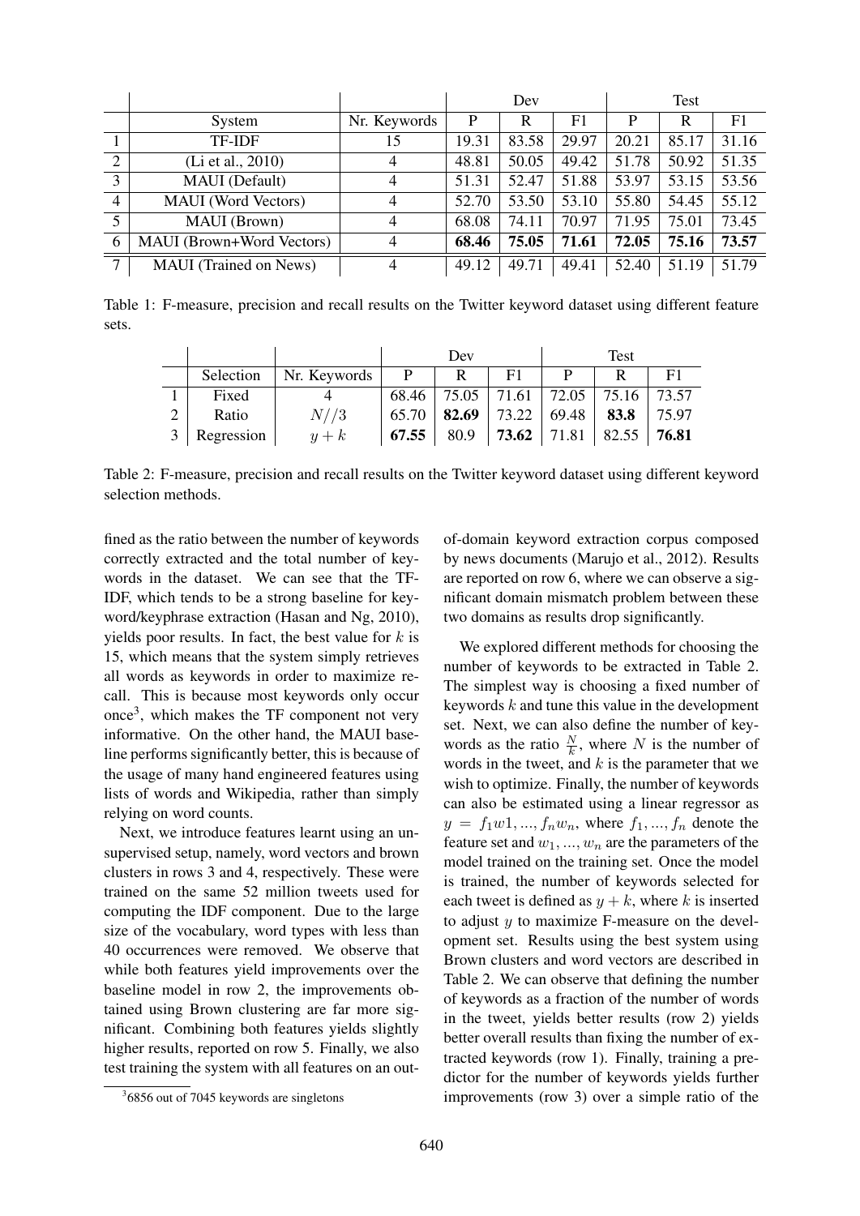|  |  |  | Dev |  |  | Test |  |  |
|---|---|---|---|---|---|---|---|---|
|  | System | Nr. Keywords | P | R | F1 | P | R | F1 |
| 1 | TF-IDF | 15 | 19.31 | 83.58 | 29.97 | 20.21 | 85.17 | 31.16 |
| 2 | (Li et al., 2010) | 4 | 48.81 | 50.05 | 49.42 | 51.78 | 50.92 | 51.35 |
| 3 | MAUI (Default) | 4 | 51.31 | 52.47 | 51.88 | 53.97 | 53.15 | 53.56 |
| 4 | MAUI (Word Vectors) | 4 | 52.70 | 53.50 | 53.10 | 55.80 | 54.45 | 55.12 |
| 5 | MAUI (Brown) | 4 | 68.08 | 74.11 | 70.97 | 71.95 | 75.01 | 73.45 |
| 6 | MAUI (Brown+Word Vectors) | 4 | **68.46** | **75.05** | **71.61** | **72.05** | **75.16** | **73.57** |
| 7 | MAUI (Trained on News) | 4 | 49.12 | 49.71 | 49.41 | 52.40 | 51.19 | 51.79 |

Table 1: F-measure, precision and recall results on the Twitter keyword dataset using different feature sets.

|  |  |  | Dev |  |  | Test |  |  |
|---|---|---|---|---|---|---|---|---|
|  | Selection | Nr. Keywords | P | R | F1 | P | R | F1 |
| 1 | Fixed | 4 | 68.46 | 75.05 | 71.61 | 72.05 | 75.16 | 73.57 |
| 2 | Ratio | $N//3$ | 65.70 | **82.69** | 73.22 | 69.48 | **83.8** | 75.97 |
| 3 | Regression | $y+k$ | **67.55** | 80.9 | **73.62** | 71.81 | 82.55 | **76.81** |

Table 2: F-measure, precision and recall results on the Twitter keyword dataset using different keyword selection methods.

fined as the ratio between the number of keywords correctly extracted and the total number of keywords in the dataset. We can see that the TF-IDF, which tends to be a strong baseline for keyword/keyphrase extraction (Hasan and Ng, 2010), yields poor results. In fact, the best value for $k$ is 15, which means that the system simply retrieves all words as keywords in order to maximize recall. This is because most keywords only occur once[3], which makes the TF component not very informative. On the other hand, the MAUI baseline performs significantly better, this is because of the usage of many hand engineered features using lists of words and Wikipedia, rather than simply relying on word counts.

Next, we introduce features learnt using an unsupervised setup, namely, word vectors and brown clusters in rows 3 and 4, respectively. These were trained on the same 52 million tweets used for computing the IDF component. Due to the large size of the vocabulary, word types with less than 40 occurrences were removed. We observe that while both features yield improvements over the baseline model in row 2, the improvements obtained using Brown clustering are far more significant. Combining both features yields slightly higher results, reported on row 5. Finally, we also test training the system with all features on an out-of-domain keyword extraction corpus composed by news documents (Marujo et al., 2012). Results are reported on row 6, where we can observe a significant domain mismatch problem between these two domains as results drop significantly.

We explored different methods for choosing the number of keywords to be extracted in Table 2. The simplest way is choosing a fixed number of keywords $k$ and tune this value in the development set. Next, we can also define the number of keywords as the ratio $\frac{N}{k}$, where $N$ is the number of words in the tweet, and $k$ is the parameter that we wish to optimize. Finally, the number of keywords can also be estimated using a linear regressor as $y = f_1 w1, ..., f_n w_n$, where $f_1, ..., f_n$ denote the feature set and $w_1, ..., w_n$ are the parameters of the model trained on the training set. Once the model is trained, the number of keywords selected for each tweet is defined as $y + k$, where $k$ is inserted to adjust $y$ to maximize F-measure on the development set. Results using the best system using Brown clusters and word vectors are described in Table 2. We can observe that defining the number of keywords as a fraction of the number of words in the tweet, yields better results (row 2) yields better overall results than fixing the number of extracted keywords (row 1). Finally, training a predictor for the number of keywords yields further improvements (row 3) over a simple ratio of the

[3] 6856 out of 7045 keywords are singletons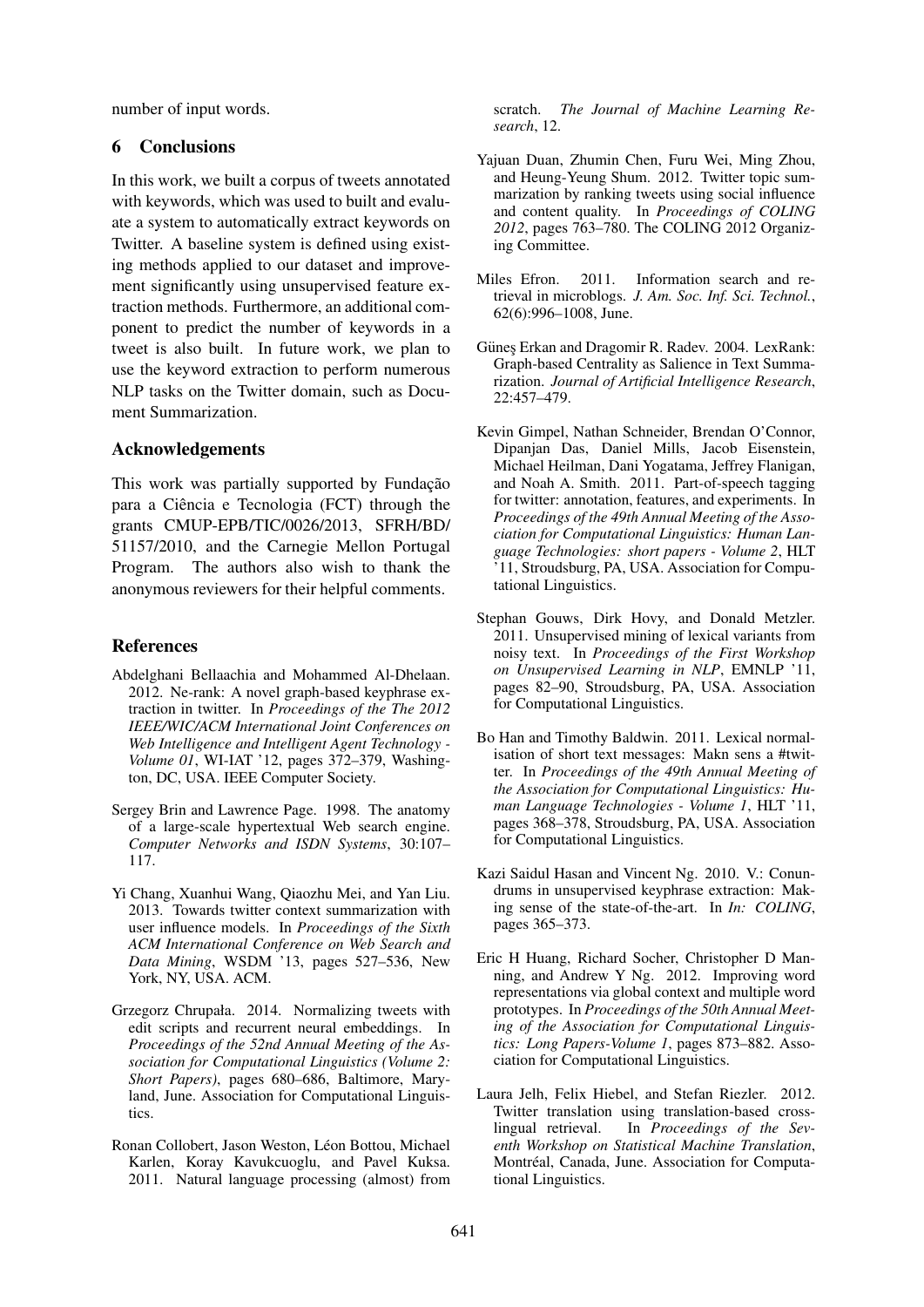number of input words.

## 6 Conclusions

In this work, we built a corpus of tweets annotated with keywords, which was used to built and evaluate a system to automatically extract keywords on Twitter. A baseline system is defined using existing methods applied to our dataset and improvement significantly using unsupervised feature extraction methods. Furthermore, an additional component to predict the number of keywords in a tweet is also built. In future work, we plan to use the keyword extraction to perform numerous NLP tasks on the Twitter domain, such as Document Summarization.

## Acknowledgements

This work was partially supported by Fundação para a Ciência e Tecnologia (FCT) through the grants CMUP-EPB/TIC/0026/2013, SFRH/BD/ 51157/2010, and the Carnegie Mellon Portugal Program. The authors also wish to thank the anonymous reviewers for their helpful comments.

## References

Abdelghani Bellaachia and Mohammed Al-Dhelaan. 2012. Ne-rank: A novel graph-based keyphrase extraction in twitter. In *Proceedings of the The 2012 IEEE/WIC/ACM International Joint Conferences on Web Intelligence and Intelligent Agent Technology - Volume 01*, WI-IAT '12, pages 372–379, Washington, DC, USA. IEEE Computer Society.

Sergey Brin and Lawrence Page. 1998. The anatomy of a large-scale hypertextual Web search engine. *Computer Networks and ISDN Systems*, 30:107–117.

Yi Chang, Xuanhui Wang, Qiaozhu Mei, and Yan Liu. 2013. Towards twitter context summarization with user influence models. In *Proceedings of the Sixth ACM International Conference on Web Search and Data Mining*, WSDM '13, pages 527–536, New York, NY, USA. ACM.

Grzegorz Chrupała. 2014. Normalizing tweets with edit scripts and recurrent neural embeddings. In *Proceedings of the 52nd Annual Meeting of the Association for Computational Linguistics (Volume 2: Short Papers)*, pages 680–686, Baltimore, Maryland, June. Association for Computational Linguistics.

Ronan Collobert, Jason Weston, Léon Bottou, Michael Karlen, Koray Kavukcuoglu, and Pavel Kuksa. 2011. Natural language processing (almost) from scratch. *The Journal of Machine Learning Research*, 12.

Yajuan Duan, Zhumin Chen, Furu Wei, Ming Zhou, and Heung-Yeung Shum. 2012. Twitter topic summarization by ranking tweets using social influence and content quality. In *Proceedings of COLING 2012*, pages 763–780. The COLING 2012 Organizing Committee.

Miles Efron. 2011. Information search and retrieval in microblogs. *J. Am. Soc. Inf. Sci. Technol.*, 62(6):996–1008, June.

Güneş Erkan and Dragomir R. Radev. 2004. LexRank: Graph-based Centrality as Salience in Text Summarization. *Journal of Artificial Intelligence Research*, 22:457–479.

Kevin Gimpel, Nathan Schneider, Brendan O'Connor, Dipanjan Das, Daniel Mills, Jacob Eisenstein, Michael Heilman, Dani Yogatama, Jeffrey Flanigan, and Noah A. Smith. 2011. Part-of-speech tagging for twitter: annotation, features, and experiments. In *Proceedings of the 49th Annual Meeting of the Association for Computational Linguistics: Human Language Technologies: short papers - Volume 2*, HLT '11, Stroudsburg, PA, USA. Association for Computational Linguistics.

Stephan Gouws, Dirk Hovy, and Donald Metzler. 2011. Unsupervised mining of lexical variants from noisy text. In *Proceedings of the First Workshop on Unsupervised Learning in NLP*, EMNLP '11, pages 82–90, Stroudsburg, PA, USA. Association for Computational Linguistics.

Bo Han and Timothy Baldwin. 2011. Lexical normalisation of short text messages: Makn sens a #twitter. In *Proceedings of the 49th Annual Meeting of the Association for Computational Linguistics: Human Language Technologies - Volume 1*, HLT '11, pages 368–378, Stroudsburg, PA, USA. Association for Computational Linguistics.

Kazi Saidul Hasan and Vincent Ng. 2010. V.: Conundrums in unsupervised keyphrase extraction: Making sense of the state-of-the-art. In *In: COLING*, pages 365–373.

Eric H Huang, Richard Socher, Christopher D Manning, and Andrew Y Ng. 2012. Improving word representations via global context and multiple word prototypes. In *Proceedings of the 50th Annual Meeting of the Association for Computational Linguistics: Long Papers-Volume 1*, pages 873–882. Association for Computational Linguistics.

Laura Jelh, Felix Hiebel, and Stefan Riezler. 2012. Twitter translation using translation-based cross-lingual retrieval. In *Proceedings of the Seventh Workshop on Statistical Machine Translation*, Montréal, Canada, June. Association for Computational Linguistics.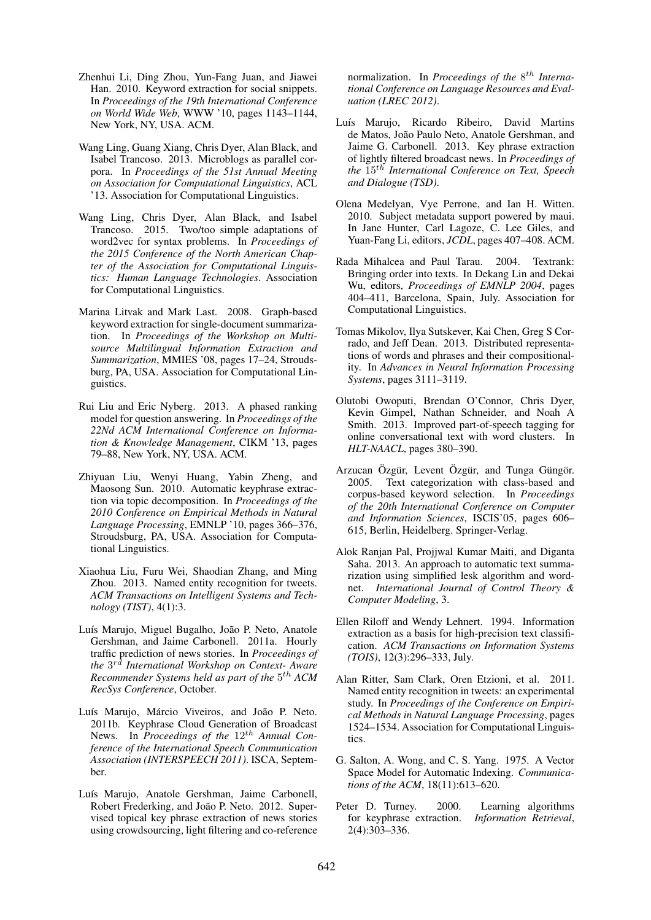Zhenhui Li, Ding Zhou, Yun-Fang Juan, and Jiawei Han. 2010. Keyword extraction for social snippets. In *Proceedings of the 19th International Conference on World Wide Web*, WWW '10, pages 1143–1144, New York, NY, USA. ACM.

Wang Ling, Guang Xiang, Chris Dyer, Alan Black, and Isabel Trancoso. 2013. Microblogs as parallel corpora. In *Proceedings of the 51st Annual Meeting on Association for Computational Linguistics*, ACL '13. Association for Computational Linguistics.

Wang Ling, Chris Dyer, Alan Black, and Isabel Trancoso. 2015. Two/too simple adaptations of word2vec for syntax problems. In *Proceedings of the 2015 Conference of the North American Chapter of the Association for Computational Linguistics: Human Language Technologies*. Association for Computational Linguistics.

Marina Litvak and Mark Last. 2008. Graph-based keyword extraction for single-document summarization. In *Proceedings of the Workshop on Multi-source Multilingual Information Extraction and Summarization*, MMIES '08, pages 17–24, Stroudsburg, PA, USA. Association for Computational Linguistics.

Rui Liu and Eric Nyberg. 2013. A phased ranking model for question answering. In *Proceedings of the 22Nd ACM International Conference on Information & Knowledge Management*, CIKM '13, pages 79–88, New York, NY, USA. ACM.

Zhiyuan Liu, Wenyi Huang, Yabin Zheng, and Maosong Sun. 2010. Automatic keyphrase extraction via topic decomposition. In *Proceedings of the 2010 Conference on Empirical Methods in Natural Language Processing*, EMNLP '10, pages 366–376, Stroudsburg, PA, USA. Association for Computational Linguistics.

Xiaohua Liu, Furu Wei, Shaodian Zhang, and Ming Zhou. 2013. Named entity recognition for tweets. *ACM Transactions on Intelligent Systems and Technology (TIST)*, 4(1):3.

Luís Marujo, Miguel Bugalho, João P. Neto, Anatole Gershman, and Jaime Carbonell. 2011a. Hourly traffic prediction of news stories. In *Proceedings of the $3^{rd}$ International Workshop on Context- Aware Recommender Systems held as part of the $5^{th}$ ACM RecSys Conference*, October.

Luís Marujo, Márcio Viveiros, and João P. Neto. 2011b. Keyphrase Cloud Generation of Broadcast News. In *Proceedings of the $12^{th}$ Annual Conference of the International Speech Communication Association (INTERSPEECH 2011)*. ISCA, September.

Luís Marujo, Anatole Gershman, Jaime Carbonell, Robert Frederking, and João P. Neto. 2012. Supervised topical key phrase extraction of news stories using crowdsourcing, light filtering and co-reference normalization. In *Proceedings of the $8^{th}$ International Conference on Language Resources and Evaluation (LREC 2012)*.

Luís Marujo, Ricardo Ribeiro, David Martins de Matos, João Paulo Neto, Anatole Gershman, and Jaime G. Carbonell. 2013. Key phrase extraction of lightly filtered broadcast news. In *Proceedings of the $15^{th}$ International Conference on Text, Speech and Dialogue (TSD)*.

Olena Medelyan, Vye Perrone, and Ian H. Witten. 2010. Subject metadata support powered by maui. In Jane Hunter, Carl Lagoze, C. Lee Giles, and Yuan-Fang Li, editors, *JCDL*, pages 407–408. ACM.

Rada Mihalcea and Paul Tarau. 2004. Textrank: Bringing order into texts. In Dekang Lin and Dekai Wu, editors, *Proceedings of EMNLP 2004*, pages 404–411, Barcelona, Spain, July. Association for Computational Linguistics.

Tomas Mikolov, Ilya Sutskever, Kai Chen, Greg S Corrado, and Jeff Dean. 2013. Distributed representations of words and phrases and their compositionality. In *Advances in Neural Information Processing Systems*, pages 3111–3119.

Olutobi Owoputi, Brendan O'Connor, Chris Dyer, Kevin Gimpel, Nathan Schneider, and Noah A Smith. 2013. Improved part-of-speech tagging for online conversational text with word clusters. In *HLT-NAACL*, pages 380–390.

Arzucan Özgür, Levent Özgür, and Tunga Güngör. 2005. Text categorization with class-based and corpus-based keyword selection. In *Proceedings of the 20th International Conference on Computer and Information Sciences*, ISCIS'05, pages 606–615, Berlin, Heidelberg. Springer-Verlag.

Alok Ranjan Pal, Projjwal Kumar Maiti, and Diganta Saha. 2013. An approach to automatic text summarization using simplified lesk algorithm and wordnet. *International Journal of Control Theory & Computer Modeling*, 3.

Ellen Riloff and Wendy Lehnert. 1994. Information extraction as a basis for high-precision text classification. *ACM Transactions on Information Systems (TOIS)*, 12(3):296–333, July.

Alan Ritter, Sam Clark, Oren Etzioni, et al. 2011. Named entity recognition in tweets: an experimental study. In *Proceedings of the Conference on Empirical Methods in Natural Language Processing*, pages 1524–1534. Association for Computational Linguistics.

G. Salton, A. Wong, and C. S. Yang. 1975. A Vector Space Model for Automatic Indexing. *Communications of the ACM*, 18(11):613–620.

Peter D. Turney. 2000. Learning algorithms for keyphrase extraction. *Information Retrieval*, 2(4):303–336.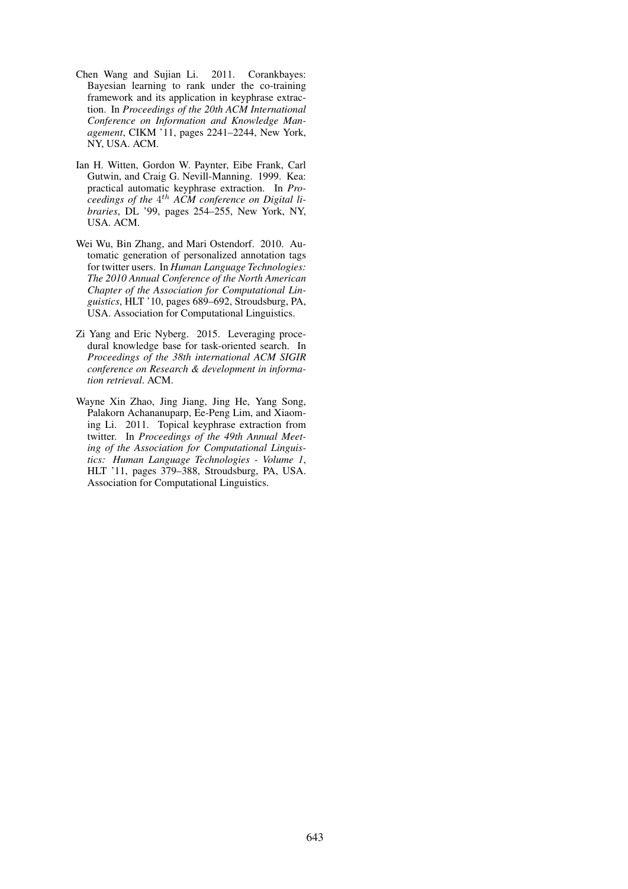Chen Wang and Sujian Li. 2011. Corankbayes: Bayesian learning to rank under the co-training framework and its application in keyphrase extraction. In *Proceedings of the 20th ACM International Conference on Information and Knowledge Management*, CIKM '11, pages 2241–2244, New York, NY, USA. ACM.

Ian H. Witten, Gordon W. Paynter, Eibe Frank, Carl Gutwin, and Craig G. Nevill-Manning. 1999. Kea: practical automatic keyphrase extraction. In *Proceedings of the $4^{th}$ ACM conference on Digital libraries*, DL '99, pages 254–255, New York, NY, USA. ACM.

Wei Wu, Bin Zhang, and Mari Ostendorf. 2010. Automatic generation of personalized annotation tags for twitter users. In *Human Language Technologies: The 2010 Annual Conference of the North American Chapter of the Association for Computational Linguistics*, HLT '10, pages 689–692, Stroudsburg, PA, USA. Association for Computational Linguistics.

Zi Yang and Eric Nyberg. 2015. Leveraging procedural knowledge base for task-oriented search. In *Proceedings of the 38th international ACM SIGIR conference on Research & development in information retrieval*. ACM.

Wayne Xin Zhao, Jing Jiang, Jing He, Yang Song, Palakorn Achananuparp, Ee-Peng Lim, and Xiaoming Li. 2011. Topical keyphrase extraction from twitter. In *Proceedings of the 49th Annual Meeting of the Association for Computational Linguistics: Human Language Technologies - Volume 1*, HLT '11, pages 379–388, Stroudsburg, PA, USA. Association for Computational Linguistics.